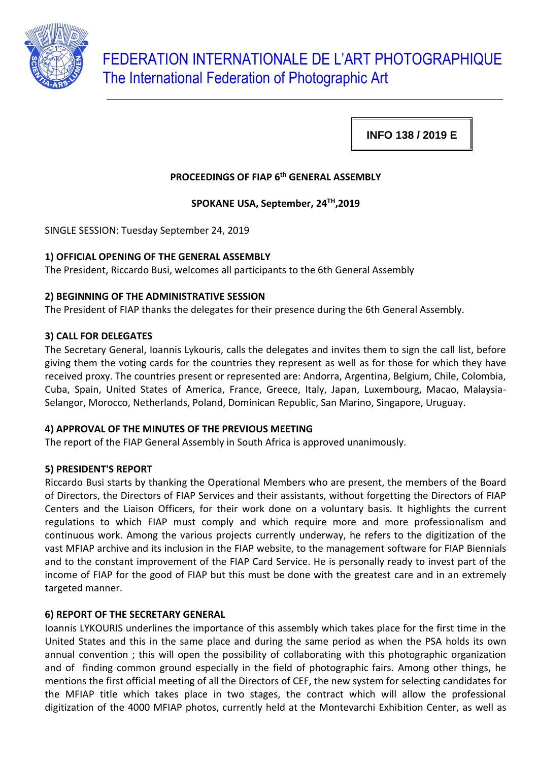# FEDERATION INTERNATIONALE DE L'ART PHOTOGRAPHIQUE

## The International Federation of Photographic Art

**INFO 138 / 2019 E**

**PROCEEDINGS OF FIAP 6th GENERAL ASSEMBLY**

**SPOKANE USA, September, 24TH,2019**

SINGLE SESSION: Tuesday September 24, 2019

### 1) OFFICIAL OPENING OF THE GENERAL ASSEMBLY

The President, Riccardo Busi, welcomes all participants to the 6th General Assembly

### 2) BEGINNING OF THE ADMINISTRATIVE SESSION

The President of FIAP thanks the delegates for their presence during the 6th General Assembly.

### 3) CALL FOR DELEGATES

The Secretary General, Ioannis Lykouris, calls the delegates and invites them to sign the call list, before giving them the voting cards for the countries they represent as well as for those for which they have received proxy. The countries present or represented are: Andorra, Argentina, Belgium, Chile, Colombia, Cuba, Spain, United States of America, France, Greece, Italy, Japan, Luxembourg, Macao, Malaysia-Selangor, Morocco, Netherlands, Poland, Dominican Republic, San Marino, Singapore, Uruguay.

### 4) APPROVAL OF THE MINUTES OF THE PREVIOUS MEETING

The report of the FIAP General Assembly in South Africa is approved unanimously.

### 5) PRESIDENT'S REPORT

Riccardo Busi starts by thanking the Operational Members who are present, the members of the Board of Directors, the Directors of FIAP Services and their assistants, without forgetting the Directors of FIAP Centers and the Liaison Officers, for their work done on a voluntary basis. It highlights the current regulations to which FIAP must comply and which require more and more professionalism and continuous work. Among the various projects currently underway, he refers to the digitization of the vast MFIAP archive and its inclusion in the FIAP website, to the management software for FIAP Biennials and to the constant improvement of the FIAP Card Service. He is personally ready to invest part of the income of FIAP for the good of FIAP but this must be done with the greatest care and in an extremely targeted manner.

### 6) REPORT OF THE SECRETARY GENERAL

Ioannis LYKOURIS underlines the importance of this assembly which takes place for the first time in the United States and this in the same place and during the same period as when the PSA holds its own annual convention ; this will open the possibility of collaborating with this photographic organization and of finding common ground especially in the field of photographic fairs. Among other things, he mentions the first official meeting of all the Directors of CEF, the new system for selecting candidates for the MFIAP title which takes place in two stages, the contract which will allow the professional digitization of the 4000 MFIAP photos, currently held at the Montevarchi Exhibition Center, as well as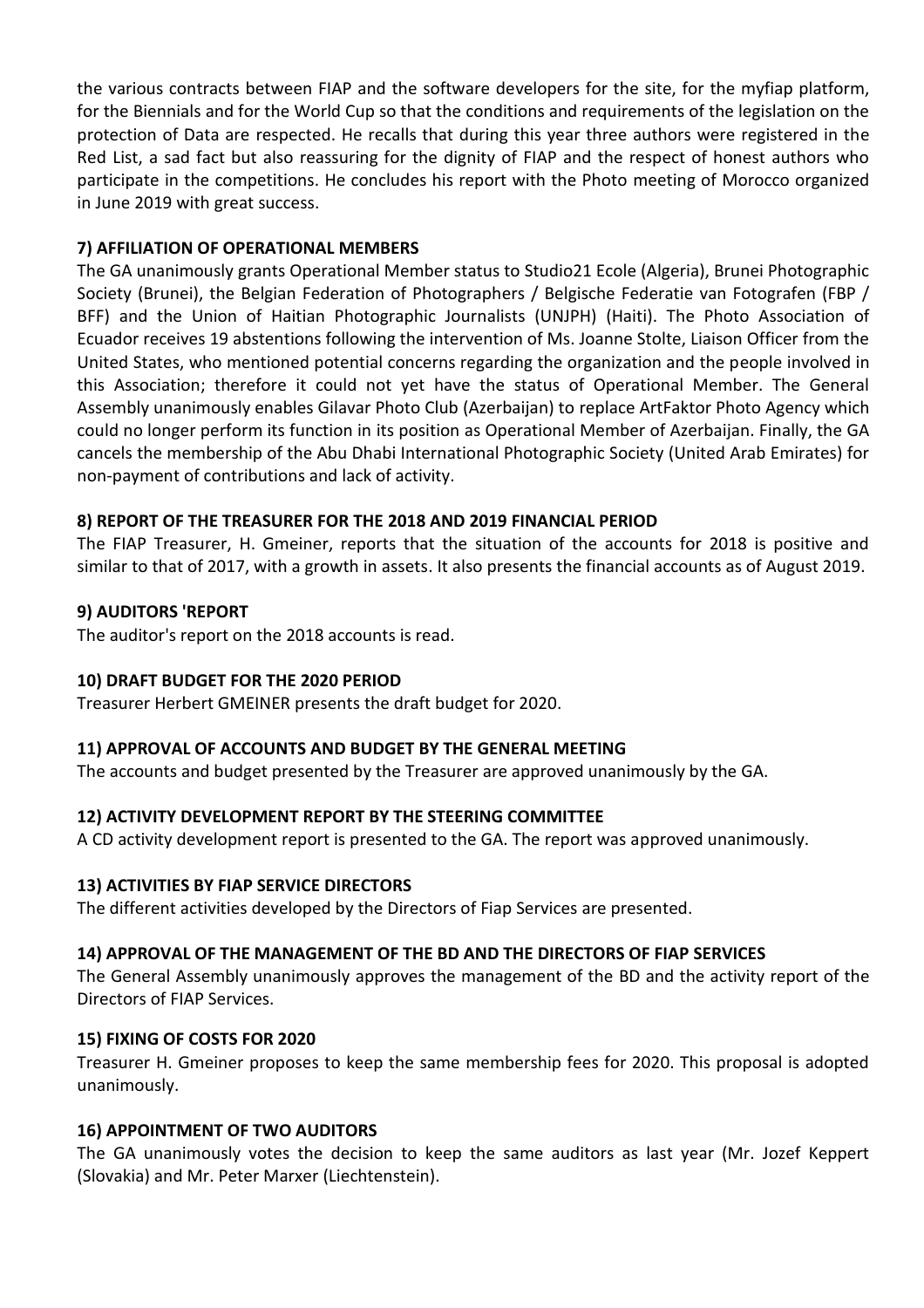the various contracts between FIAP and the software developers for the site, for the myfiap platform, for the Biennials and for the World Cup so that the conditions and requirements of the legislation on the protection of Data are respected. He recalls that during this year three authors were registered in the Red List, a sad fact but also reassuring for the dignity of FIAP and the respect of honest authors who participate in the competitions. He concludes his report with the Photo meeting of Morocco organized in June 2019 with great success.

**7) AFFILIATION OF OPERATIONAL MEMBERS**

The GA unanimously grants Operational Member status to Studio21 Ecole (Algeria), Brunei Photographic Society (Brunei), the Belgian Federation of Photographers / Belgische Federatie van Fotografen (FBP / BFF) and the Union of Haitian Photographic Journalists (UNJPH) (Haiti). The Photo Association of Ecuador receives 19 abstentions following the intervention of Ms. Joanne Stolte, Liaison Officer from the United States, who mentioned potential concerns regarding the organization and the people involved in this Association; therefore it could not yet have the status of Operational Member. The General Assembly unanimously enables Gilavar Photo Club (Azerbaijan) to replace ArtFaktor Photo Agency which could no longer perform its function in its position as Operational Member of Azerbaijan. Finally, the GA cancels the membership of the Abu Dhabi International Photographic Society (United Arab Emirates) for non-payment of contributions and lack of activity.

**8) REPORT OF THE TREASURER FOR THE 2018 AND 2019 FINANCIAL PERIOD**

The FIAP Treasurer, H. Gmeiner, reports that the situation of the accounts for 2018 is positive and similar to that of 2017, with a growth in assets. It also presents the financial accounts as of August 2019.

**9) AUDITORS 'REPORT**

The auditor's report on the 2018 accounts is read.

**10) DRAFT BUDGET FOR THE 2020 PERIOD**

Treasurer Herbert GMEINER presents the draft budget for 2020.

**11) APPROVAL OF ACCOUNTS AND BUDGET BY THE GENERAL MEETING**

The accounts and budget presented by the Treasurer are approved unanimously by the GA.

**12) ACTIVITY DEVELOPMENT REPORT BY THE STEERING COMMITTEE**

A CD activity development report is presented to the GA. The report was approved unanimously.

**13) ACTIVITIES BY FIAP SERVICE DIRECTORS**

The different activities developed by the Directors of Fiap Services are presented.

**14) APPROVAL OF THE MANAGEMENT OF THE BD AND THE DIRECTORS OF FIAP SERVICES**

The General Assembly unanimously approves the management of the BD and the activity report of the Directors of FIAP Services.

**15) FIXING OF COSTS FOR 2020**

Treasurer H. Gmeiner proposes to keep the same membership fees for 2020. This proposal is adopted unanimously.

**16) APPOINTMENT OF TWO AUDITORS**

The GA unanimously votes the decision to keep the same auditors as last year (Mr. Jozef Keppert (Slovakia) and Mr. Peter Marxer (Liechtenstein).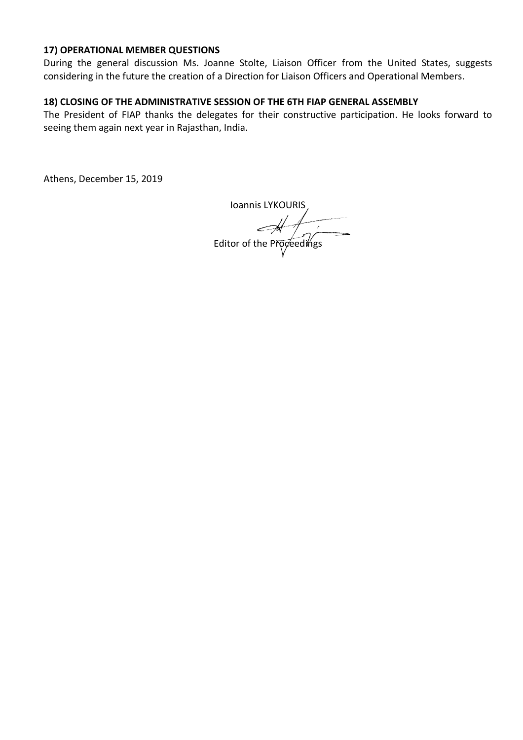### 17) OPERATIONAL MEMBER QUESTIONS

During the general discussion Ms. Joanne Stolte, Liaison Officer from the United States, suggests considering in the future the creation of a Direction for Liaison Officers and Operational Members.

### 18) CLOSING OF THE ADMINISTRATIVE SESSION OF THE 6TH FIAP GENERAL ASSEMBLY

The President of FIAP thanks the delegates for their constructive participation. He looks forward to seeing them again next year in Rajasthan, India.

Athens, December 15, 2019

Ioannis LYKOURIS

Editor of the Proceedings